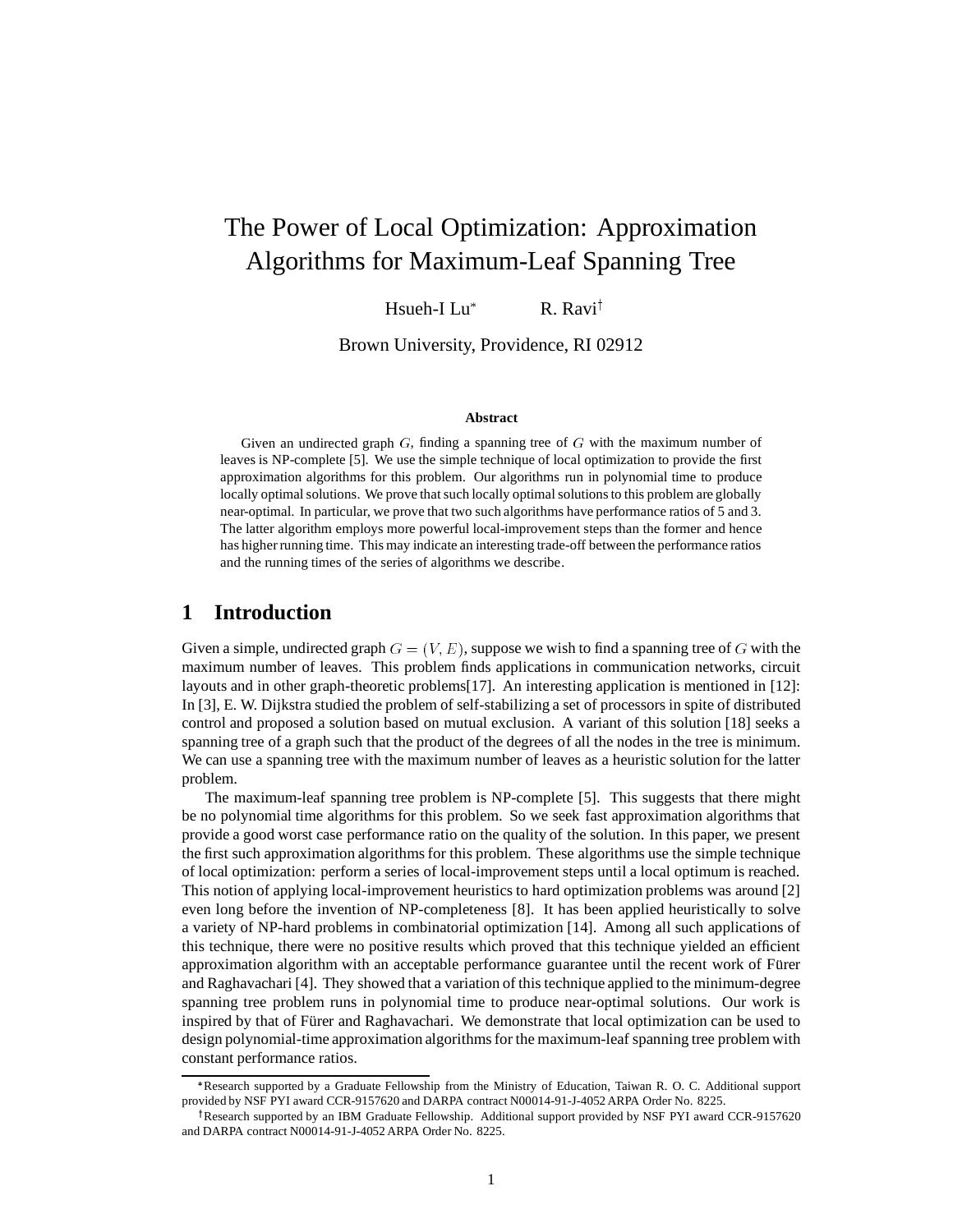# The Power of Local Optimization: Approximation Algorithms for Maximum-Leaf Spanning Tree

Hsueh-I Lu* R. Ravi†

Brown University, Providence, RI 02912

### Abstract

Given an undirected graph $G$, finding a spanning tree of $G$ with the maximum number of leaves is NP-complete [5]. We use the simple technique of local optimization to provide the first approximation algorithms for this problem. Our algorithms run in polynomial time to produce locally optimal solutions. We prove that such locally optimal solutions to this problem are globally near-optimal. In particular, we prove that two such algorithms have performance ratios of 5 and 3. The latter algorithm employs more powerful local-improvement steps than the former and hence has higher running time. This may indicate an interesting trade-off between the performance ratios and the running times of the series of algorithms we describe.

## 1 Introduction

Given a simple, undirected graph $G = (V, E)$, suppose we wish to find a spanning tree of $G$ with the maximum number of leaves. This problem finds applications in communication networks, circuit layouts and in other graph-theoretic problems[17]. An interesting application is mentioned in [12]: In [3], E. W. Dijkstra studied the problem of self-stabilizing a set of processors in spite of distributed control and proposed a solution based on mutual exclusion. A variant of this solution [18] seeks a spanning tree of a graph such that the product of the degrees of all the nodes in the tree is minimum. We can use a spanning tree with the maximum number of leaves as a heuristic solution for the latter problem.

The maximum-leaf spanning tree problem is NP-complete [5]. This suggests that there might be no polynomial time algorithms for this problem. So we seek fast approximation algorithms that provide a good worst case performance ratio on the quality of the solution. In this paper, we present the first such approximation algorithms for this problem. These algorithms use the simple technique of local optimization: perform a series of local-improvement steps until a local optimum is reached. This notion of applying local-improvement heuristics to hard optimization problems was around [2] even long before the invention of NP-completeness [8]. It has been applied heuristically to solve a variety of NP-hard problems in combinatorial optimization [14]. Among all such applications of this technique, there were no positive results which proved that this technique yielded an efficient approximation algorithm with an acceptable performance guarantee until the recent work of Fürer and Raghavachari [4]. They showed that a variation of this technique applied to the minimum-degree spanning tree problem runs in polynomial time to produce near-optimal solutions. Our work is inspired by that of Fürer and Raghavachari. We demonstrate that local optimization can be used to design polynomial-time approximation algorithms for the maximum-leaf spanning tree problem with constant performance ratios.

*Research supported by a Graduate Fellowship from the Ministry of Education, Taiwan R. O. C. Additional support provided by NSF PYI award CCR-9157620 and DARPA contract N00014-91-J-4052 ARPA Order No. 8225.

†Research supported by an IBM Graduate Fellowship. Additional support provided by NSF PYI award CCR-9157620 and DARPA contract N00014-91-J-4052 ARPA Order No. 8225.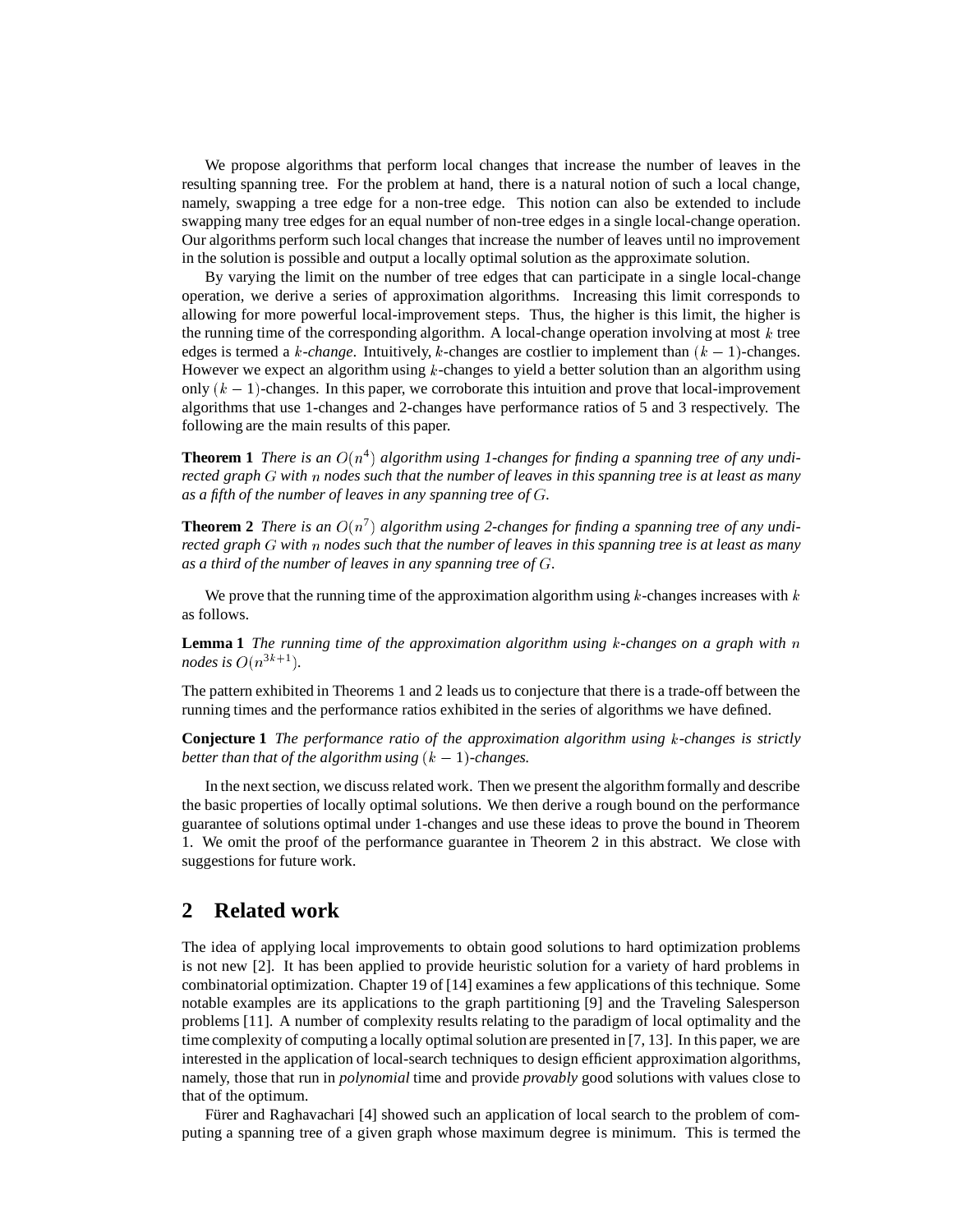We propose algorithms that perform local changes that increase the number of leaves in the resulting spanning tree. For the problem at hand, there is a natural notion of such a local change, namely, swapping a tree edge for a non-tree edge. This notion can also be extended to include swapping many tree edges for an equal number of non-tree edges in a single local-change operation. Our algorithms perform such local changes that increase the number of leaves until no improvement in the solution is possible and output a locally optimal solution as the approximate solution.

By varying the limit on the number of tree edges that can participate in a single local-change operation, we derive a series of approximation algorithms. Increasing this limit corresponds to allowing for more powerful local-improvement steps. Thus, the higher is this limit, the higher is the running time of the corresponding algorithm. A local-change operation involving at most $k$ tree edges is termed a $k$-*change*. Intuitively, $k$-changes are costlier to implement than $(k-1)$-changes. However we expect an algorithm using $k$-changes to yield a better solution than an algorithm using only $(k-1)$-changes. In this paper, we corroborate this intuition and prove that local-improvement algorithms that use 1-changes and 2-changes have performance ratios of 5 and 3 respectively. The following are the main results of this paper.

**Theorem 1** *There is an $O(n^4)$ algorithm using 1-changes for finding a spanning tree of any undirected graph $G$ with $n$ nodes such that the number of leaves in this spanning tree is at least as many as a fifth of the number of leaves in any spanning tree of $G$.*

**Theorem 2** *There is an $O(n^7)$ algorithm using 2-changes for finding a spanning tree of any undirected graph $G$ with $n$ nodes such that the number of leaves in this spanning tree is at least as many as a third of the number of leaves in any spanning tree of $G$.*

We prove that the running time of the approximation algorithm using $k$-changes increases with $k$ as follows.

**Lemma 1** *The running time of the approximation algorithm using $k$-changes on a graph with $n$ nodes is $O(n^{3k+1})$.*

The pattern exhibited in Theorems 1 and 2 leads us to conjecture that there is a trade-off between the running times and the performance ratios exhibited in the series of algorithms we have defined.

**Conjecture 1** *The performance ratio of the approximation algorithm using $k$-changes is strictly better than that of the algorithm using $(k-1)$-changes.*

In the next section, we discuss related work. Then we present the algorithm formally and describe the basic properties of locally optimal solutions. We then derive a rough bound on the performance guarantee of solutions optimal under 1-changes and use these ideas to prove the bound in Theorem 1. We omit the proof of the performance guarantee in Theorem 2 in this abstract. We close with suggestions for future work.

## 2 Related work

The idea of applying local improvements to obtain good solutions to hard optimization problems is not new [2]. It has been applied to provide heuristic solution for a variety of hard problems in combinatorial optimization. Chapter 19 of [14] examines a few applications of this technique. Some notable examples are its applications to the graph partitioning [9] and the Traveling Salesperson problems [11]. A number of complexity results relating to the paradigm of local optimality and the time complexity of computing a locally optimal solution are presented in [7, 13]. In this paper, we are interested in the application of local-search techniques to design efficient approximation algorithms, namely, those that run in *polynomial* time and provide *provably* good solutions with values close to that of the optimum.

Fürer and Raghavachari [4] showed such an application of local search to the problem of computing a spanning tree of a given graph whose maximum degree is minimum. This is termed the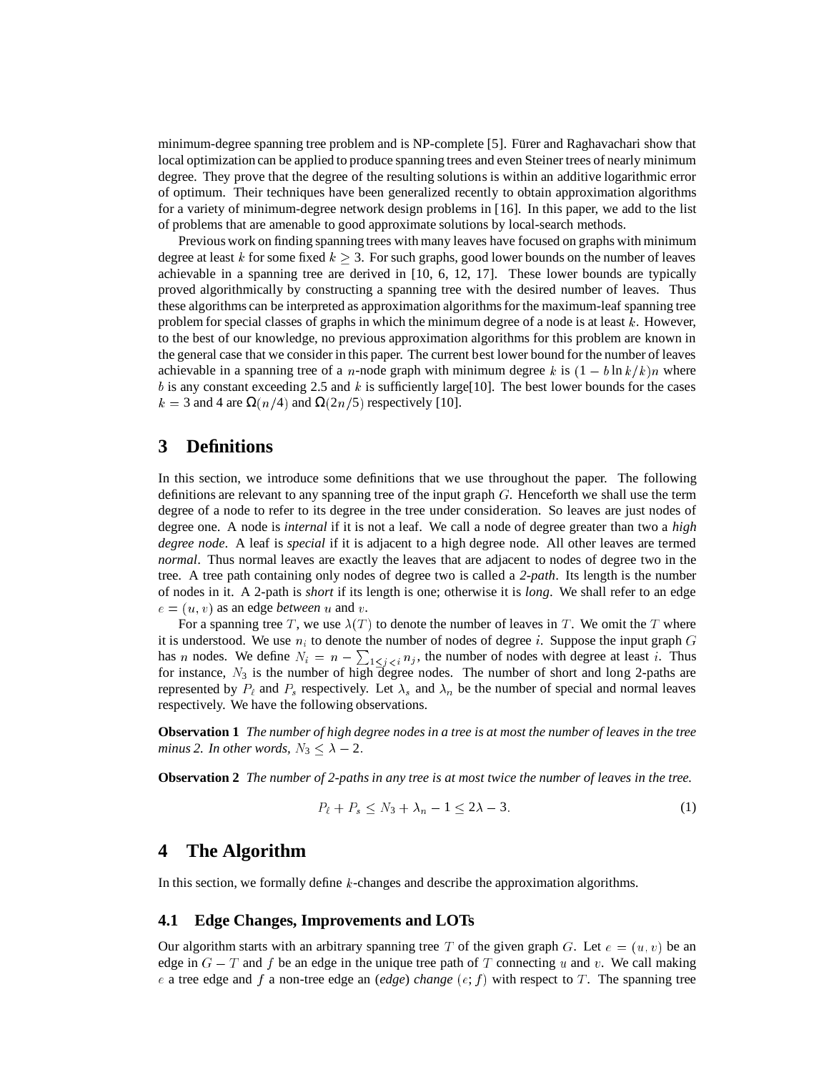minimum-degree spanning tree problem and is NP-complete [5]. Fürer and Raghavachari show that local optimization can be applied to produce spanning trees and even Steiner trees of nearly minimum degree. They prove that the degree of the resulting solutions is within an additive logarithmic error of optimum. Their techniques have been generalized recently to obtain approximation algorithms for a variety of minimum-degree network design problems in [16]. In this paper, we add to the list of problems that are amenable to good approximate solutions by local-search methods.

Previous work on finding spanning trees with many leaves have focused on graphs with minimum degree at least $k$ for some fixed $k \geq 3$. For such graphs, good lower bounds on the number of leaves achievable in a spanning tree are derived in [10, 6, 12, 17]. These lower bounds are typically proved algorithmically by constructing a spanning tree with the desired number of leaves. Thus these algorithms can be interpreted as approximation algorithms for the maximum-leaf spanning tree problem for special classes of graphs in which the minimum degree of a node is at least $k$. However, to the best of our knowledge, no previous approximation algorithms for this problem are known in the general case that we consider in this paper. The current best lower bound for the number of leaves achievable in a spanning tree of a $n$-node graph with minimum degree $k$ is $(1 - b \ln k/k)n$ where $b$ is any constant exceeding 2.5 and $k$ is sufficiently large[10]. The best lower bounds for the cases $k = 3$ and 4 are $\Omega(n/4)$ and $\Omega(2n/5)$ respectively [10].

## 3 Definitions

In this section, we introduce some definitions that we use throughout the paper. The following definitions are relevant to any spanning tree of the input graph $G$. Henceforth we shall use the term degree of a node to refer to its degree in the tree under consideration. So leaves are just nodes of degree one. A node is *internal* if it is not a leaf. We call a node of degree greater than two a *high degree node*. A leaf is *special* if it is adjacent to a high degree node. All other leaves are termed *normal*. Thus normal leaves are exactly the leaves that are adjacent to nodes of degree two in the tree. A tree path containing only nodes of degree two is called a *2-path*. Its length is the number of nodes in it. A 2-path is *short* if its length is one; otherwise it is *long*. We shall refer to an edge $e = (u, v)$ as an edge *between* $u$ and $v$.

For a spanning tree $T$, we use $\lambda(T)$ to denote the number of leaves in $T$. We omit the $T$ where it is understood. We use $n_i$ to denote the number of nodes of degree $i$. Suppose the input graph $G$ has $n$ nodes. We define $N_i = n - \sum_{1 \leq j < i} n_j$, the number of nodes with degree at least $i$. Thus for instance, $N_3$ is the number of high degree nodes. The number of short and long 2-paths are represented by $P_\ell$ and $P_s$ respectively. Let $\lambda_s$ and $\lambda_n$ be the number of special and normal leaves respectively. We have the following observations.

**Observation 1** *The number of high degree nodes in a tree is at most the number of leaves in the tree minus 2. In other words, $N_3 \leq \lambda - 2$.*

**Observation 2** *The number of 2-paths in any tree is at most twice the number of leaves in the tree.*

$$P_\ell + P_s \leq N_3 + \lambda_n - 1 \leq 2\lambda - 3. \tag{1}$$

## 4 The Algorithm

In this section, we formally define $k$-changes and describe the approximation algorithms.

### 4.1 Edge Changes, Improvements and LOTs

Our algorithm starts with an arbitrary spanning tree $T$ of the given graph $G$. Let $e = (u, v)$ be an edge in $G - T$ and $f$ be an edge in the unique tree path of $T$ connecting $u$ and $v$. We call making $e$ a tree edge and $f$ a non-tree edge an (*edge*) *change* $(e; f)$ with respect to $T$. The spanning tree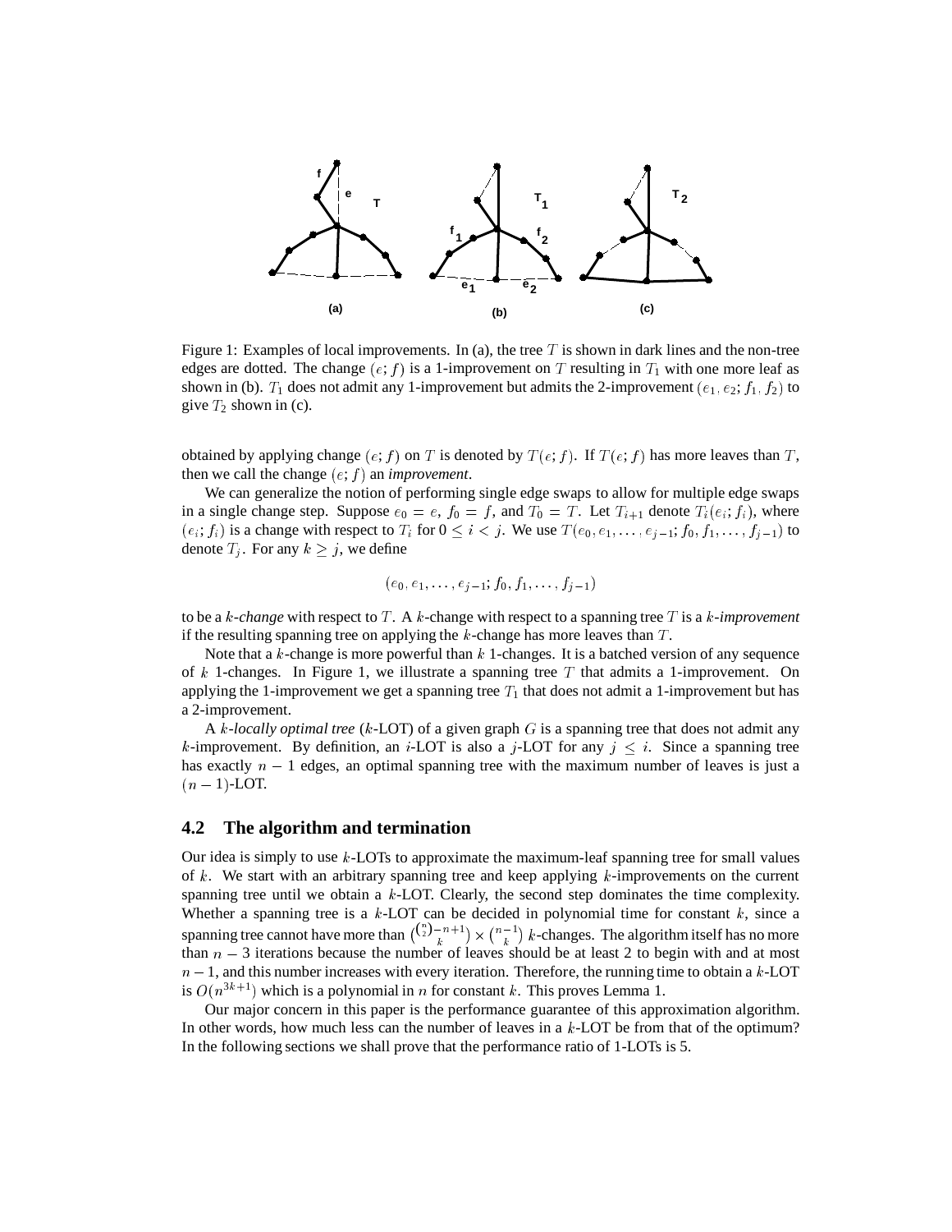Figure 1: Examples of local improvements. In (a), the tree $T$ is shown in dark lines and the non-tree edges are dotted. The change $(e; f)$ is a 1-improvement on $T$ resulting in $T_1$ with one more leaf as shown in (b). $T_1$ does not admit any 1-improvement but admits the 2-improvement $(e_1, e_2; f_1, f_2)$ to give $T_2$ shown in (c).

obtained by applying change $(e; f)$ on $T$ is denoted by $T(e; f)$. If $T(e; f)$ has more leaves than $T$, then we call the change $(e; f)$ an *improvement*.

We can generalize the notion of performing single edge swaps to allow for multiple edge swaps in a single change step. Suppose $e_0 = e$, $f_0 = f$, and $T_0 = T$. Let $T_{i+1}$ denote $T_i(e_i; f_i)$, where $(e_i; f_i)$ is a change with respect to $T_i$ for $0 \leq i < j$. We use $T(e_0, e_1, \ldots, e_{j-1}; f_0, f_1, \ldots, f_{j-1})$ to denote $T_j$. For any $k \geq j$, we define

$$(e_0, e_1, \ldots, e_{j-1}; f_0, f_1, \ldots, f_{j-1})$$

to be a *k-change* with respect to $T$. A $k$-change with respect to a spanning tree $T$ is a *k-improvement* if the resulting spanning tree on applying the $k$-change has more leaves than $T$.

Note that a $k$-change is more powerful than $k$ 1-changes. It is a batched version of any sequence of $k$ 1-changes. In Figure 1, we illustrate a spanning tree $T$ that admits a 1-improvement. On applying the 1-improvement we get a spanning tree $T_1$ that does not admit a 1-improvement but has a 2-improvement.

A *k-locally optimal tree* ($k$-LOT) of a given graph $G$ is a spanning tree that does not admit any $k$-improvement. By definition, an $i$-LOT is also a $j$-LOT for any $j \leq i$. Since a spanning tree has exactly $n - 1$ edges, an optimal spanning tree with the maximum number of leaves is just a $(n - 1)$-LOT.

## 4.2 The algorithm and termination

Our idea is simply to use $k$-LOTs to approximate the maximum-leaf spanning tree for small values of $k$. We start with an arbitrary spanning tree and keep applying $k$-improvements on the current spanning tree until we obtain a $k$-LOT. Clearly, the second step dominates the time complexity. Whether a spanning tree is a $k$-LOT can be decided in polynomial time for constant $k$, since a spanning tree cannot have more than $\binom{\binom{n}{2}-n+1}{k} \times \binom{n-1}{k}$ $k$-changes. The algorithm itself has no more than $n - 3$ iterations because the number of leaves should be at least 2 to begin with and at most $n - 1$, and this number increases with every iteration. Therefore, the running time to obtain a $k$-LOT is $O(n^{3k+1})$ which is a polynomial in $n$ for constant $k$. This proves Lemma 1.

Our major concern in this paper is the performance guarantee of this approximation algorithm. In other words, how much less can the number of leaves in a $k$-LOT be from that of the optimum? In the following sections we shall prove that the performance ratio of 1-LOTs is 5.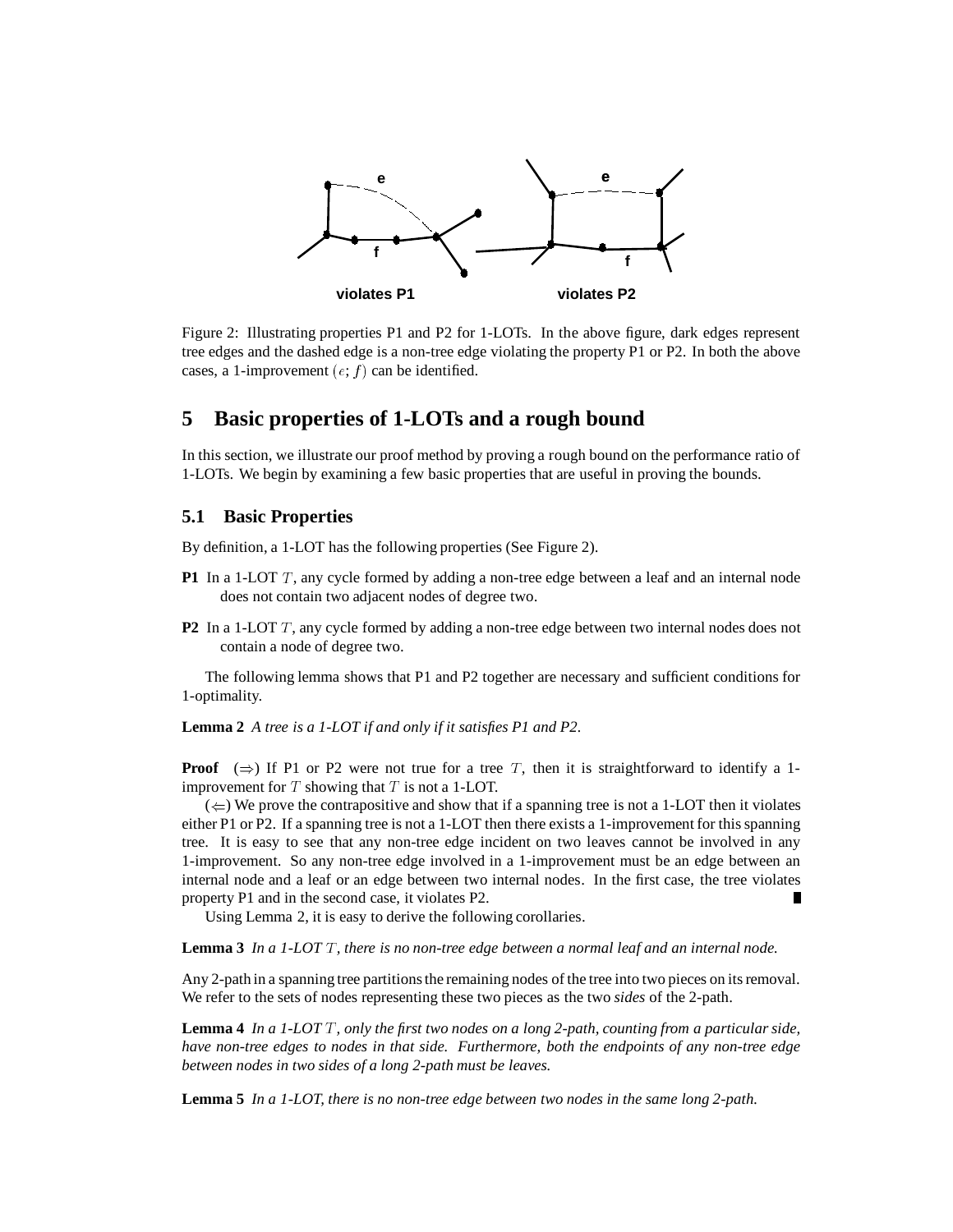Figure 2: Illustrating properties P1 and P2 for 1-LOTs. In the above figure, dark edges represent tree edges and the dashed edge is a non-tree edge violating the property P1 or P2. In both the above cases, a 1-improvement $(e; f)$ can be identified.

## 5 Basic properties of 1-LOTs and a rough bound

In this section, we illustrate our proof method by proving a rough bound on the performance ratio of 1-LOTs. We begin by examining a few basic properties that are useful in proving the bounds.

### 5.1 Basic Properties

By definition, a 1-LOT has the following properties (See Figure 2).

**P1** In a 1-LOT $T$, any cycle formed by adding a non-tree edge between a leaf and an internal node does not contain two adjacent nodes of degree two.

**P2** In a 1-LOT $T$, any cycle formed by adding a non-tree edge between two internal nodes does not contain a node of degree two.

The following lemma shows that P1 and P2 together are necessary and sufficient conditions for 1-optimality.

**Lemma 2** *A tree is a 1-LOT if and only if it satisfies P1 and P2.*

**Proof** ($\Rightarrow$) If P1 or P2 were not true for a tree $T$, then it is straightforward to identify a 1-improvement for $T$ showing that $T$ is not a 1-LOT.

($\Leftarrow$) We prove the contrapositive and show that if a spanning tree is not a 1-LOT then it violates either P1 or P2. If a spanning tree is not a 1-LOT then there exists a 1-improvement for this spanning tree. It is easy to see that any non-tree edge incident on two leaves cannot be involved in any 1-improvement. So any non-tree edge involved in a 1-improvement must be an edge between an internal node and a leaf or an edge between two internal nodes. In the first case, the tree violates property P1 and in the second case, it violates P2. ∎

Using Lemma 2, it is easy to derive the following corollaries.

**Lemma 3** *In a 1-LOT $T$, there is no non-tree edge between a normal leaf and an internal node.*

Any 2-path in a spanning tree partitions the remaining nodes of the tree into two pieces on its removal. We refer to the sets of nodes representing these two pieces as the two *sides* of the 2-path.

**Lemma 4** *In a 1-LOT $T$, only the first two nodes on a long 2-path, counting from a particular side, have non-tree edges to nodes in that side. Furthermore, both the endpoints of any non-tree edge between nodes in two sides of a long 2-path must be leaves.*

**Lemma 5** *In a 1-LOT, there is no non-tree edge between two nodes in the same long 2-path.*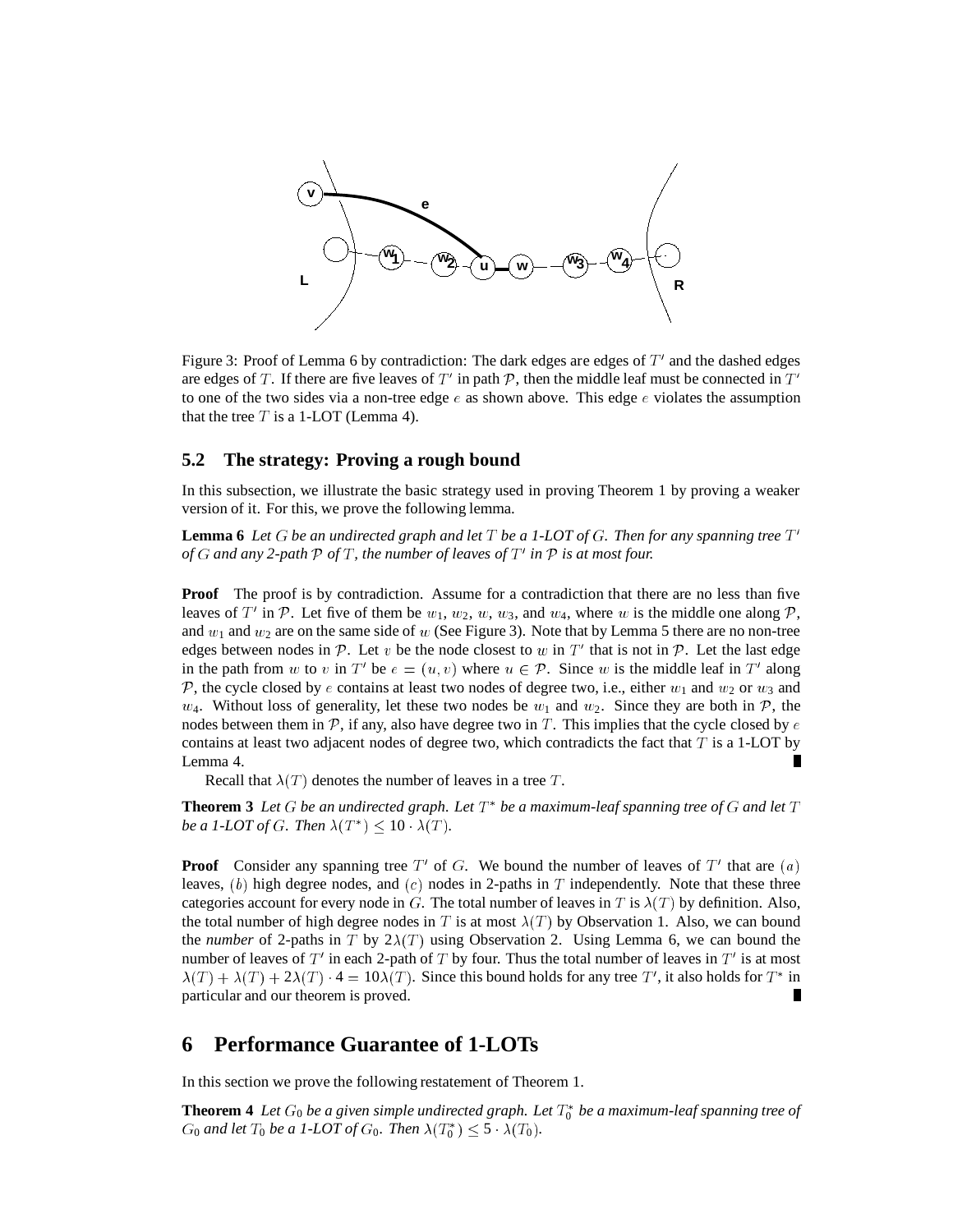Figure 3: Proof of Lemma 6 by contradiction: The dark edges are edges of $T'$ and the dashed edges are edges of $T$. If there are five leaves of $T'$ in path $\mathcal{P}$, then the middle leaf must be connected in $T'$ to one of the two sides via a non-tree edge $e$ as shown above. This edge $e$ violates the assumption that the tree $T$ is a 1-LOT (Lemma 4).

### 5.2 The strategy: Proving a rough bound

In this subsection, we illustrate the basic strategy used in proving Theorem 1 by proving a weaker version of it. For this, we prove the following lemma.

**Lemma 6** *Let $G$ be an undirected graph and let $T$ be a 1-LOT of $G$. Then for any spanning tree $T'$ of $G$ and any 2-path $\mathcal{P}$ of $T$, the number of leaves of $T'$ in $\mathcal{P}$ is at most four.*

**Proof** The proof is by contradiction. Assume for a contradiction that there are no less than five leaves of $T'$ in $\mathcal{P}$. Let five of them be $w_1$, $w_2$, $w$, $w_3$, and $w_4$, where $w$ is the middle one along $\mathcal{P}$, and $w_1$ and $w_2$ are on the same side of $w$ (See Figure 3). Note that by Lemma 5 there are no non-tree edges between nodes in $\mathcal{P}$. Let $v$ be the node closest to $w$ in $T'$ that is not in $\mathcal{P}$. Let the last edge in the path from $w$ to $v$ in $T'$ be $e = (u, v)$ where $u \in \mathcal{P}$. Since $w$ is the middle leaf in $T'$ along $\mathcal{P}$, the cycle closed by $e$ contains at least two nodes of degree two, i.e., either $w_1$ and $w_2$ or $w_3$ and $w_4$. Without loss of generality, let these two nodes be $w_1$ and $w_2$. Since they are both in $\mathcal{P}$, the nodes between them in $\mathcal{P}$, if any, also have degree two in $T$. This implies that the cycle closed by $e$ contains at least two adjacent nodes of degree two, which contradicts the fact that $T$ is a 1-LOT by Lemma 4. ∎

Recall that $\lambda(T)$ denotes the number of leaves in a tree $T$.

**Theorem 3** *Let $G$ be an undirected graph. Let $T^*$ be a maximum-leaf spanning tree of $G$ and let $T$ be a 1-LOT of $G$. Then $\lambda(T^*) \leq 10 \cdot \lambda(T)$.*

**Proof** Consider any spanning tree $T'$ of $G$. We bound the number of leaves of $T'$ that are $(a)$ leaves, $(b)$ high degree nodes, and $(c)$ nodes in 2-paths in $T$ independently. Note that these three categories account for every node in $G$. The total number of leaves in $T$ is $\lambda(T)$ by definition. Also, the total number of high degree nodes in $T$ is at most $\lambda(T)$ by Observation 1. Also, we can bound the *number* of 2-paths in $T$ by $2\lambda(T)$ using Observation 2. Using Lemma 6, we can bound the number of leaves of $T'$ in each 2-path of $T$ by four. Thus the total number of leaves in $T'$ is at most $\lambda(T) + \lambda(T) + 2\lambda(T) \cdot 4 = 10\lambda(T)$. Since this bound holds for any tree $T'$, it also holds for $T^*$ in particular and our theorem is proved. ∎

## 6 Performance Guarantee of 1-LOTs

In this section we prove the following restatement of Theorem 1.

**Theorem 4** *Let $G_0$ be a given simple undirected graph. Let $T_0^*$ be a maximum-leaf spanning tree of $G_0$ and let $T_0$ be a 1-LOT of $G_0$. Then $\lambda(T_0^*) \leq 5 \cdot \lambda(T_0)$.*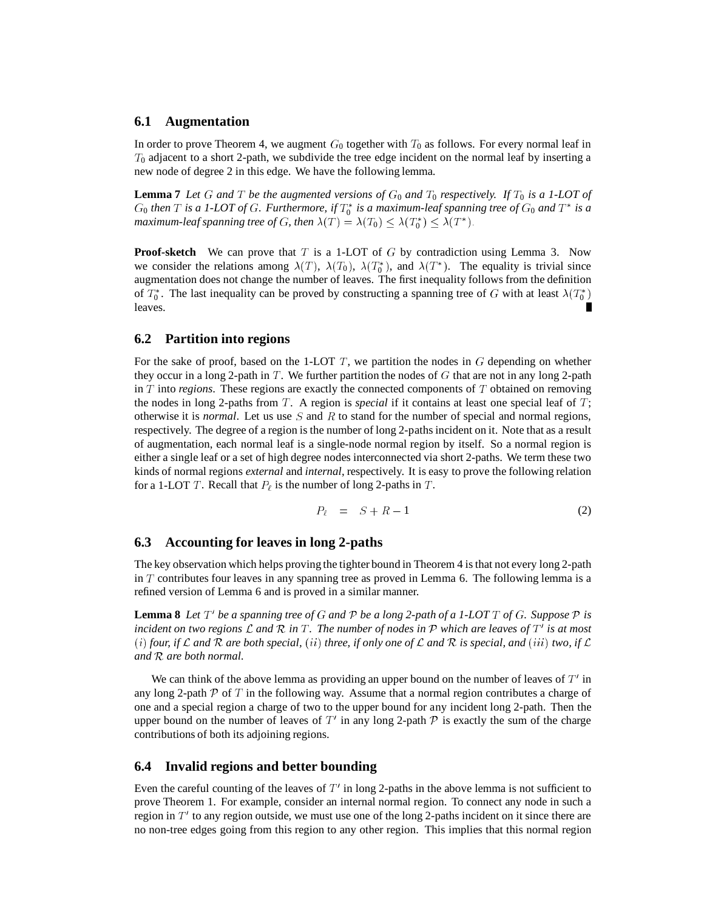### 6.1 Augmentation

In order to prove Theorem 4, we augment $G_0$ together with $T_0$ as follows. For every normal leaf in $T_0$ adjacent to a short 2-path, we subdivide the tree edge incident on the normal leaf by inserting a new node of degree 2 in this edge. We have the following lemma.

**Lemma 7** *Let $G$ and $T$ be the augmented versions of $G_0$ and $T_0$ respectively. If $T_0$ is a 1-LOT of $G_0$ then $T$ is a 1-LOT of $G$. Furthermore, if $T_0^*$ is a maximum-leaf spanning tree of $G_0$ and $T^*$ is a maximum-leaf spanning tree of $G$, then $\lambda(T) = \lambda(T_0) \leq \lambda(T_0^*) \leq \lambda(T^*)$.*

**Proof-sketch** We can prove that $T$ is a 1-LOT of $G$ by contradiction using Lemma 3. Now we consider the relations among $\lambda(T)$, $\lambda(T_0)$, $\lambda(T_0^*)$, and $\lambda(T^*)$. The equality is trivial since augmentation does not change the number of leaves. The first inequality follows from the definition of $T_0^*$. The last inequality can be proved by constructing a spanning tree of $G$ with at least $\lambda(T_0^*)$ leaves. ∎

### 6.2 Partition into regions

For the sake of proof, based on the 1-LOT $T$, we partition the nodes in $G$ depending on whether they occur in a long 2-path in $T$. We further partition the nodes of $G$ that are not in any long 2-path in $T$ into *regions*. These regions are exactly the connected components of $T$ obtained on removing the nodes in long 2-paths from $T$. A region is *special* if it contains at least one special leaf of $T$; otherwise it is *normal*. Let us use $S$ and $R$ to stand for the number of special and normal regions, respectively. The degree of a region is the number of long 2-paths incident on it. Note that as a result of augmentation, each normal leaf is a single-node normal region by itself. So a normal region is either a single leaf or a set of high degree nodes interconnected via short 2-paths. We term these two kinds of normal regions *external* and *internal*, respectively. It is easy to prove the following relation for a 1-LOT $T$. Recall that $P_\ell$ is the number of long 2-paths in $T$.

$$P_\ell \quad = \quad S + R - 1 \tag{2}$$

### 6.3 Accounting for leaves in long 2-paths

The key observation which helps proving the tighter bound in Theorem 4 is that not every long 2-path in $T$ contributes four leaves in any spanning tree as proved in Lemma 6. The following lemma is a refined version of Lemma 6 and is proved in a similar manner.

**Lemma 8** *Let $T'$ be a spanning tree of $G$ and $\mathcal{P}$ be a long 2-path of a 1-LOT $T$ of $G$. Suppose $\mathcal{P}$ is incident on two regions $\mathcal{L}$ and $\mathcal{R}$ in $T$. The number of nodes in $\mathcal{P}$ which are leaves of $T'$ is at most $(i)$ four, if $\mathcal{L}$ and $\mathcal{R}$ are both special, $(ii)$ three, if only one of $\mathcal{L}$ and $\mathcal{R}$ is special, and $(iii)$ two, if $\mathcal{L}$ and $\mathcal{R}$ are both normal.*

We can think of the above lemma as providing an upper bound on the number of leaves of $T'$ in any long 2-path $\mathcal{P}$ of $T$ in the following way. Assume that a normal region contributes a charge of one and a special region a charge of two to the upper bound for any incident long 2-path. Then the upper bound on the number of leaves of $T'$ in any long 2-path $\mathcal{P}$ is exactly the sum of the charge contributions of both its adjoining regions.

### 6.4 Invalid regions and better bounding

Even the careful counting of the leaves of $T'$ in long 2-paths in the above lemma is not sufficient to prove Theorem 1. For example, consider an internal normal region. To connect any node in such a region in $T'$ to any region outside, we must use one of the long 2-paths incident on it since there are no non-tree edges going from this region to any other region. This implies that this normal region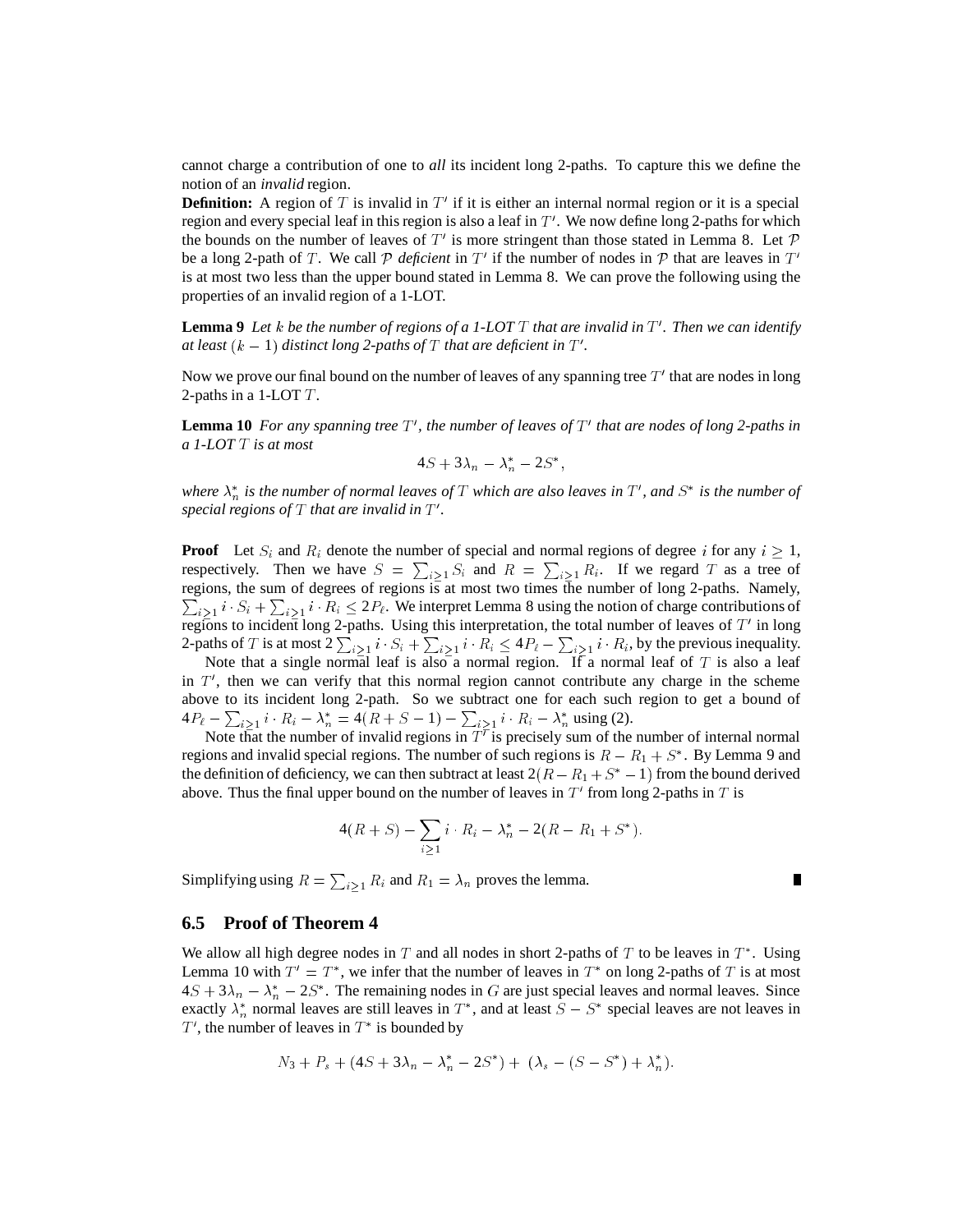cannot charge a contribution of one to *all* its incident long 2-paths. To capture this we define the notion of an *invalid* region.

**Definition:** A region of $T$ is invalid in $T'$ if it is either an internal normal region or it is a special region and every special leaf in this region is also a leaf in $T'$. We now define long 2-paths for which the bounds on the number of leaves of $T'$ is more stringent than those stated in Lemma 8. Let $\mathcal{P}$ be a long 2-path of $T$. We call $\mathcal{P}$ *deficient* in $T'$ if the number of nodes in $\mathcal{P}$ that are leaves in $T'$ is at most two less than the upper bound stated in Lemma 8. We can prove the following using the properties of an invalid region of a 1-LOT.

**Lemma 9** *Let $k$ be the number of regions of a 1-LOT $T$ that are invalid in $T'$. Then we can identify at least $(k-1)$ distinct long 2-paths of $T$ that are deficient in $T'$.*

Now we prove our final bound on the number of leaves of any spanning tree $T'$ that are nodes in long 2-paths in a 1-LOT $T$.

**Lemma 10** *For any spanning tree $T'$, the number of leaves of $T'$ that are nodes of long 2-paths in a 1-LOT $T$ is at most*

$$4S + 3\lambda_n - \lambda_n^* - 2S^*,$$

*where $\lambda_n^*$ is the number of normal leaves of $T$ which are also leaves in $T'$, and $S^*$ is the number of special regions of $T$ that are invalid in $T'$.*

**Proof** Let $S_i$ and $R_i$ denote the number of special and normal regions of degree $i$ for any $i \geq 1$, respectively. Then we have $S = \sum_{i \geq 1} S_i$ and $R = \sum_{i \geq 1} R_i$. If we regard $T$ as a tree of regions, the sum of degrees of regions is at most two times the number of long 2-paths. Namely, $\sum_{i \geq 1} i \cdot S_i + \sum_{i \geq 1} i \cdot R_i \leq 2P_\ell$. We interpret Lemma 8 using the notion of charge contributions of regions to incident long 2-paths. Using this interpretation, the total number of leaves of $T'$ in long 2-paths of $T$ is at most $2\sum_{i \geq 1} i \cdot S_i + \sum_{i \geq 1} i \cdot R_i \leq 4P_\ell - \sum_{i \geq 1} i \cdot R_i$, by the previous inequality.

Note that a single normal leaf is also a normal region. If a normal leaf of $T$ is also a leaf in $T'$, then we can verify that this normal region cannot contribute any charge in the scheme above to its incident long 2-path. So we subtract one for each such region to get a bound of $4P_\ell - \sum_{i \geq 1} i \cdot R_i - \lambda_n^* = 4(R + S - 1) - \sum_{i \geq 1} i \cdot R_i - \lambda_n^*$ using (2).

Note that the number of invalid regions in $T'$ is precisely sum of the number of internal normal regions and invalid special regions. The number of such regions is $R - R_1 + S^*$. By Lemma 9 and the definition of deficiency, we can then subtract at least $2(R - R_1 + S^* - 1)$ from the bound derived above. Thus the final upper bound on the number of leaves in $T'$ from long 2-paths in $T$ is

$$4(R + S) - \sum_{i \geq 1} i \cdot R_i - \lambda_n^* - 2(R - R_1 + S^*).$$

Simplifying using $R = \sum_{i \geq 1} R_i$ and $R_1 = \lambda_n$ proves the lemma. ∎

## 6.5 Proof of Theorem 4

We allow all high degree nodes in $T$ and all nodes in short 2-paths of $T$ to be leaves in $T^*$. Using Lemma 10 with $T' = T^*$, we infer that the number of leaves in $T^*$ on long 2-paths of $T$ is at most $4S + 3\lambda_n - \lambda_n^* - 2S^*$. The remaining nodes in $G$ are just special leaves and normal leaves. Since exactly $\lambda_n^*$ normal leaves are still leaves in $T^*$, and at least $S - S^*$ special leaves are not leaves in $T'$, the number of leaves in $T^*$ is bounded by

$$N_3 + P_s + (4S + 3\lambda_n - \lambda_n^* - 2S^*) + (\lambda_s - (S - S^*) + \lambda_n^*).$$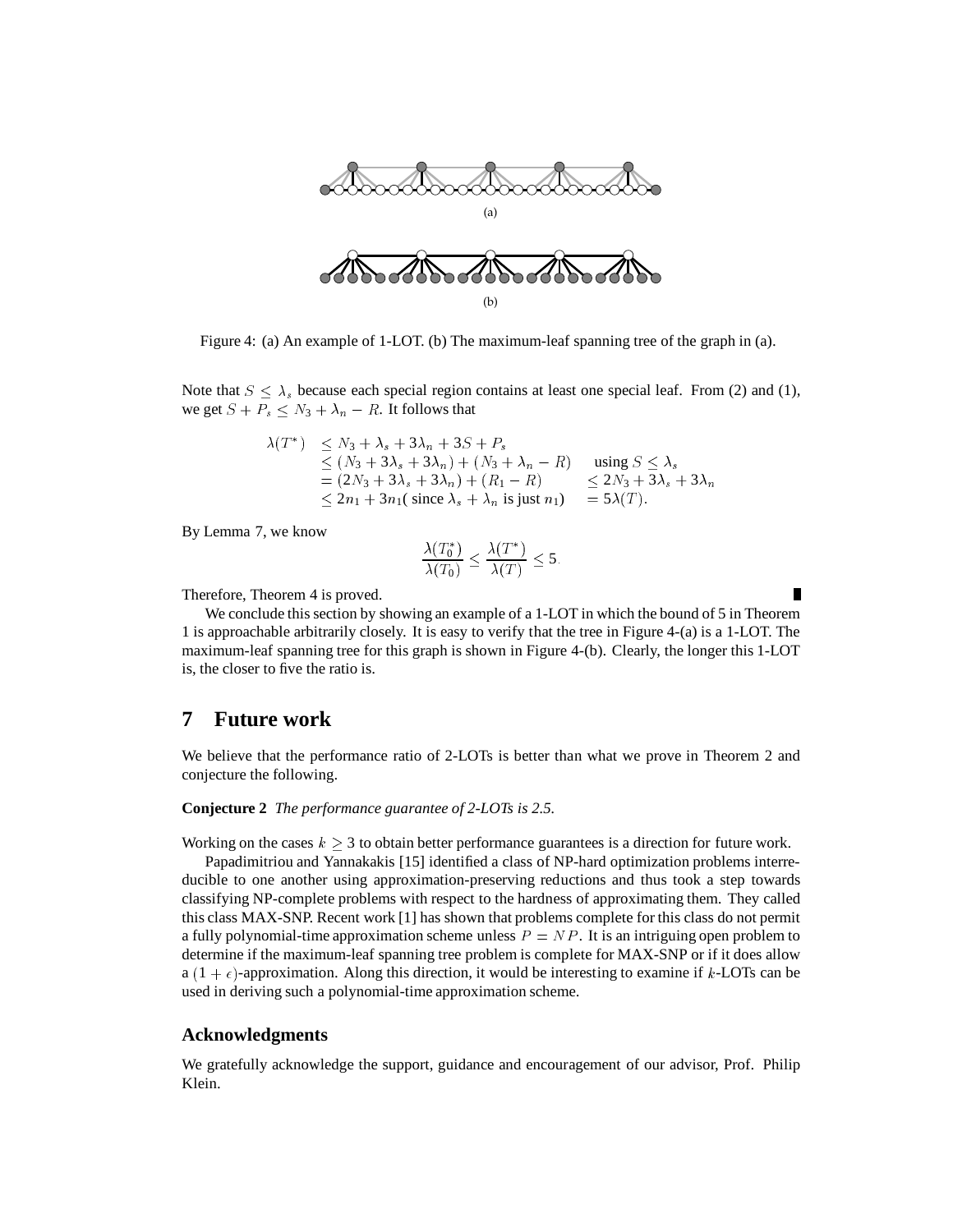(a)

(b)

Figure 4: (a) An example of 1-LOT. (b) The maximum-leaf spanning tree of the graph in (a).

Note that $S \leq \lambda_s$ because each special region contains at least one special leaf. From (2) and (1), we get $S + P_s \leq N_3 + \lambda_n - R$. It follows that

$$
\begin{aligned}
\lambda(T^*) &\leq N_3 + \lambda_s + 3\lambda_n + 3S + P_s \\
&\leq (N_3 + 3\lambda_s + 3\lambda_n) + (N_3 + \lambda_n - R) \quad \text{using } S \leq \lambda_s \\
&= (2N_3 + 3\lambda_s + 3\lambda_n) + (R_1 - R) \quad \leq 2N_3 + 3\lambda_s + 3\lambda_n \\
&\leq 2n_1 + 3n_1 (\text{ since } \lambda_s + \lambda_n \text{ is just } n_1) \quad = 5\lambda(T).
\end{aligned}
$$

By Lemma 7, we know

$$\frac{\lambda(T_0^*)}{\lambda(T_0)} \leq \frac{\lambda(T^*)}{\lambda(T)} \leq 5.$$

Therefore, Theorem 4 is proved. ∎

We conclude this section by showing an example of a 1-LOT in which the bound of 5 in Theorem 1 is approachable arbitrarily closely. It is easy to verify that the tree in Figure 4-(a) is a 1-LOT. The maximum-leaf spanning tree for this graph is shown in Figure 4-(b). Clearly, the longer this 1-LOT is, the closer to five the ratio is.

# 7 Future work

We believe that the performance ratio of 2-LOTs is better than what we prove in Theorem 2 and conjecture the following.

**Conjecture 2** *The performance guarantee of 2-LOTs is 2.5.*

Working on the cases $k \geq 3$ to obtain better performance guarantees is a direction for future work.

Papadimitriou and Yannakakis [15] identified a class of NP-hard optimization problems interreducible to one another using approximation-preserving reductions and thus took a step towards classifying NP-complete problems with respect to the hardness of approximating them. They called this class MAX-SNP. Recent work [1] has shown that problems complete for this class do not permit a fully polynomial-time approximation scheme unless $P = NP$. It is an intriguing open problem to determine if the maximum-leaf spanning tree problem is complete for MAX-SNP or if it does allow a $(1+\epsilon)$-approximation. Along this direction, it would be interesting to examine if $k$-LOTs can be used in deriving such a polynomial-time approximation scheme.

## Acknowledgments

We gratefully acknowledge the support, guidance and encouragement of our advisor, Prof. Philip Klein.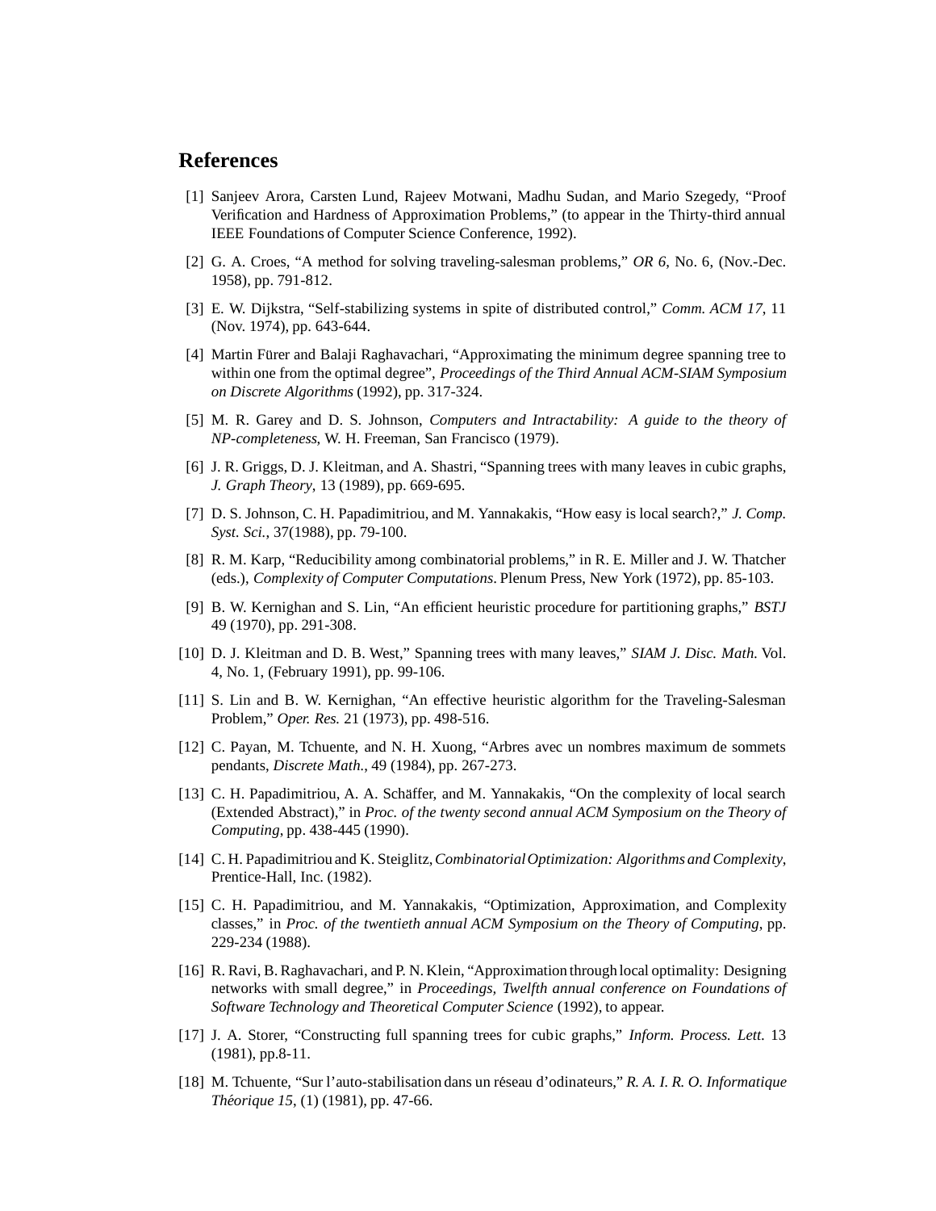## References

[1] Sanjeev Arora, Carsten Lund, Rajeev Motwani, Madhu Sudan, and Mario Szegedy, "Proof Verification and Hardness of Approximation Problems," (to appear in the Thirty-third annual IEEE Foundations of Computer Science Conference, 1992).

[2] G. A. Croes, "A method for solving traveling-salesman problems," *OR 6*, No. 6, (Nov.-Dec. 1958), pp. 791-812.

[3] E. W. Dijkstra, "Self-stabilizing systems in spite of distributed control," *Comm. ACM 17*, 11 (Nov. 1974), pp. 643-644.

[4] Martin Fürer and Balaji Raghavachari, "Approximating the minimum degree spanning tree to within one from the optimal degree", *Proceedings of the Third Annual ACM-SIAM Symposium on Discrete Algorithms* (1992), pp. 317-324.

[5] M. R. Garey and D. S. Johnson, *Computers and Intractability: A guide to the theory of NP-completeness*, W. H. Freeman, San Francisco (1979).

[6] J. R. Griggs, D. J. Kleitman, and A. Shastri, "Spanning trees with many leaves in cubic graphs, *J. Graph Theory*, 13 (1989), pp. 669-695.

[7] D. S. Johnson, C. H. Papadimitriou, and M. Yannakakis, "How easy is local search?," *J. Comp. Syst. Sci.*, 37(1988), pp. 79-100.

[8] R. M. Karp, "Reducibility among combinatorial problems," in R. E. Miller and J. W. Thatcher (eds.), *Complexity of Computer Computations*. Plenum Press, New York (1972), pp. 85-103.

[9] B. W. Kernighan and S. Lin, "An efficient heuristic procedure for partitioning graphs," *BSTJ* 49 (1970), pp. 291-308.

[10] D. J. Kleitman and D. B. West," Spanning trees with many leaves," *SIAM J. Disc. Math.* Vol. 4, No. 1, (February 1991), pp. 99-106.

[11] S. Lin and B. W. Kernighan, "An effective heuristic algorithm for the Traveling-Salesman Problem," *Oper. Res.* 21 (1973), pp. 498-516.

[12] C. Payan, M. Tchuente, and N. H. Xuong, "Arbres avec un nombres maximum de sommets pendants, *Discrete Math.*, 49 (1984), pp. 267-273.

[13] C. H. Papadimitriou, A. A. Schäffer, and M. Yannakakis, "On the complexity of local search (Extended Abstract)," in *Proc. of the twenty second annual ACM Symposium on the Theory of Computing*, pp. 438-445 (1990).

[14] C. H. Papadimitriou and K. Steiglitz, *Combinatorial Optimization: Algorithms and Complexity*, Prentice-Hall, Inc. (1982).

[15] C. H. Papadimitriou, and M. Yannakakis, "Optimization, Approximation, and Complexity classes," in *Proc. of the twentieth annual ACM Symposium on the Theory of Computing*, pp. 229-234 (1988).

[16] R. Ravi, B. Raghavachari, and P. N. Klein, "Approximation through local optimality: Designing networks with small degree," in *Proceedings, Twelfth annual conference on Foundations of Software Technology and Theoretical Computer Science* (1992), to appear.

[17] J. A. Storer, "Constructing full spanning trees for cubic graphs," *Inform. Process. Lett.* 13 (1981), pp.8-11.

[18] M. Tchuente, "Sur l'auto-stabilisation dans un réseau d'odinateurs," *R. A. I. R. O. Informatique Théorique 15*, (1) (1981), pp. 47-66.